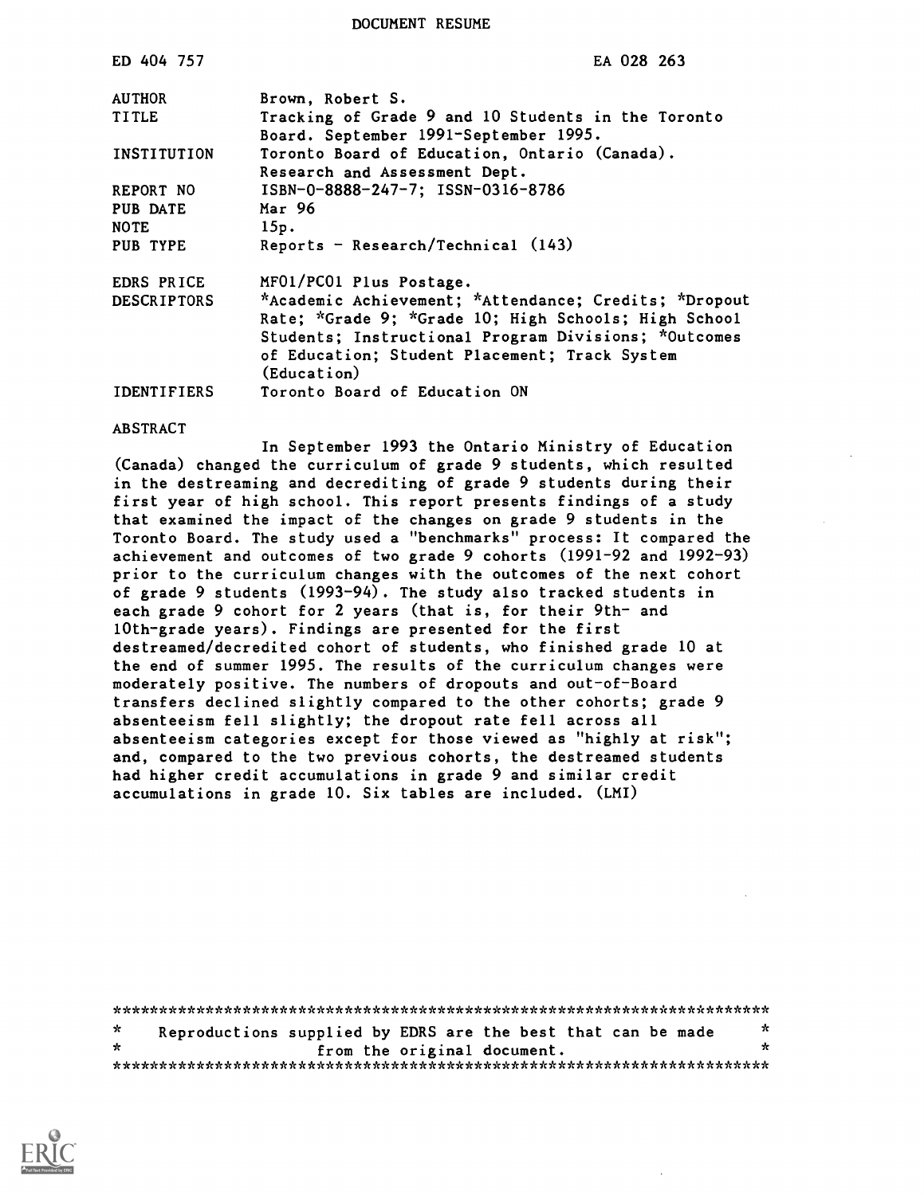DOCUMENT RESUME

| | |
|---|---|
| ED 404 757 | EA 028 263 |
| AUTHOR | Brown, Robert S. |
| TITLE | Tracking of Grade 9 and 10 Students in the Toronto Board. September 1991-September 1995. |
| INSTITUTION | Toronto Board of Education, Ontario (Canada). Research and Assessment Dept. |
| REPORT NO | ISBN-0-8888-247-7; ISSN-0316-8786 |
| PUB DATE | Mar 96 |
| NOTE | 15p. |
| PUB TYPE | Reports - Research/Technical (143) |
| EDRS PRICE | MF01/PC01 Plus Postage. |
| DESCRIPTORS | *Academic Achievement; *Attendance; Credits; *Dropout Rate; *Grade 9; *Grade 10; High Schools; High School Students; Instructional Program Divisions; *Outcomes of Education; Student Placement; Track System (Education) |
| IDENTIFIERS | Toronto Board of Education ON |

ABSTRACT

In September 1993 the Ontario Ministry of Education (Canada) changed the curriculum of grade 9 students, which resulted in the destreaming and decrediting of grade 9 students during their first year of high school. This report presents findings of a study that examined the impact of the changes on grade 9 students in the Toronto Board. The study used a "benchmarks" process: It compared the achievement and outcomes of two grade 9 cohorts (1991-92 and 1992-93) prior to the curriculum changes with the outcomes of the next cohort of grade 9 students (1993-94). The study also tracked students in each grade 9 cohort for 2 years (that is, for their 9th- and 10th-grade years). Findings are presented for the first destreamed/decredited cohort of students, who finished grade 10 at the end of summer 1995. The results of the curriculum changes were moderately positive. The numbers of dropouts and out-of-Board transfers declined slightly compared to the other cohorts; grade 9 absenteeism fell slightly; the dropout rate fell across all absenteeism categories except for those viewed as "highly at risk"; and, compared to the two previous cohorts, the destreamed students had higher credit accumulations in grade 9 and similar credit accumulations in grade 10. Six tables are included. (LMI)

***********************************************************************
* Reproductions supplied by EDRS are the best that can be made *
* from the original document. *
***********************************************************************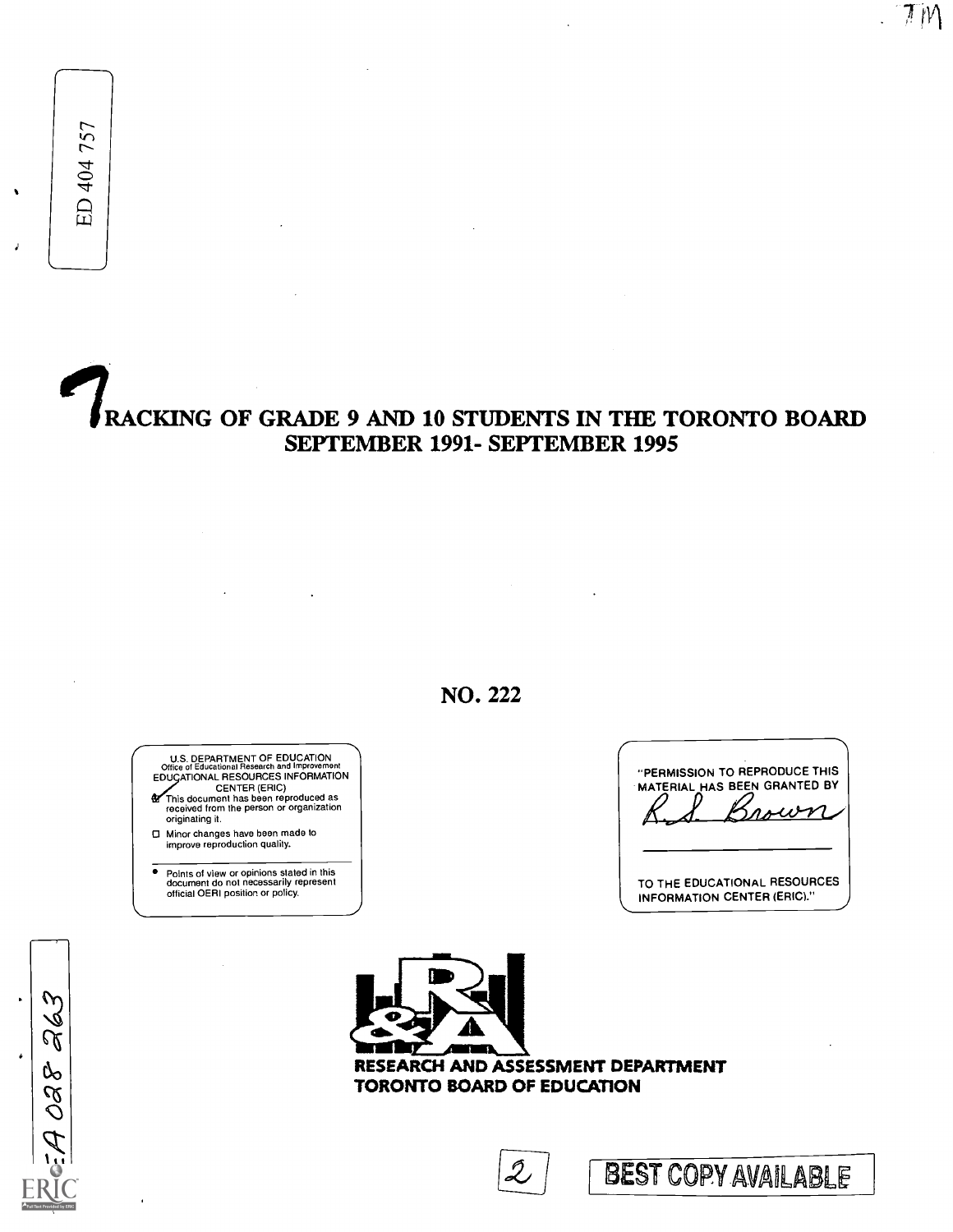ED 404 757

# TRACKING OF GRADE 9 AND 10 STUDENTS IN THE TORONTO BOARD SEPTEMBER 1991- SEPTEMBER 1995

NO. 222

U.S. DEPARTMENT OF EDUCATION
Office of Educational Research and Improvement
EDUCATIONAL RESOURCES INFORMATION CENTER (ERIC)

- [x] This document has been reproduced as received from the person or organization originating it.
- [ ] Minor changes have been made to improve reproduction quality.

- Points of view or opinions stated in this document do not necessarily represent official OERI position or policy.

"PERMISSION TO REPRODUCE THIS MATERIAL HAS BEEN GRANTED BY

R.S. Brown

TO THE EDUCATIONAL RESOURCES INFORMATION CENTER (ERIC)."

EA 028 263

RESEARCH AND ASSESSMENT DEPARTMENT
TORONTO BOARD OF EDUCATION

BEST COPY AVAILABLE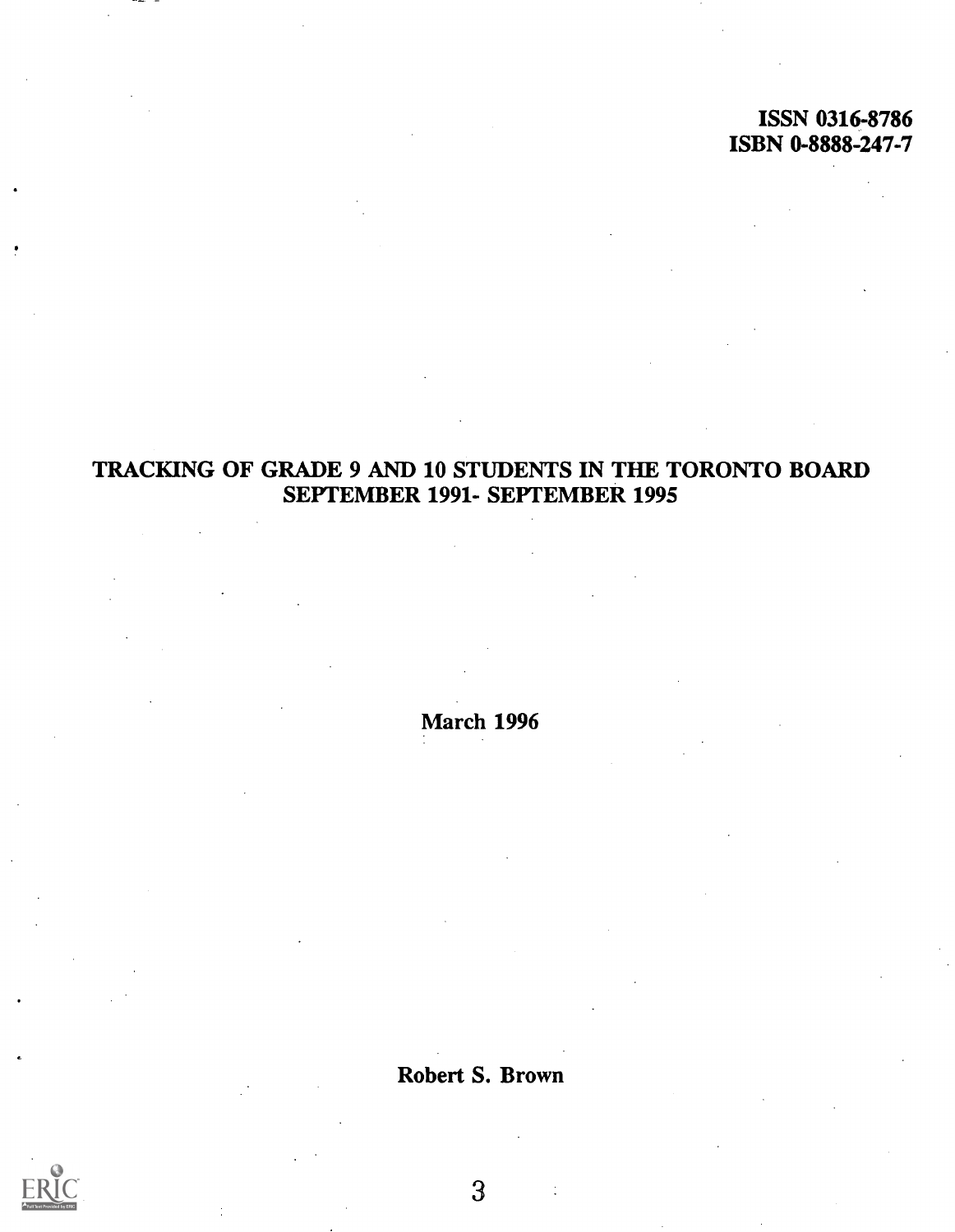ISSN 0316-8786
ISBN 0-8888-247-7

# TRACKING OF GRADE 9 AND 10 STUDENTS IN THE TORONTO BOARD SEPTEMBER 1991- SEPTEMBER 1995

March 1996

Robert S. Brown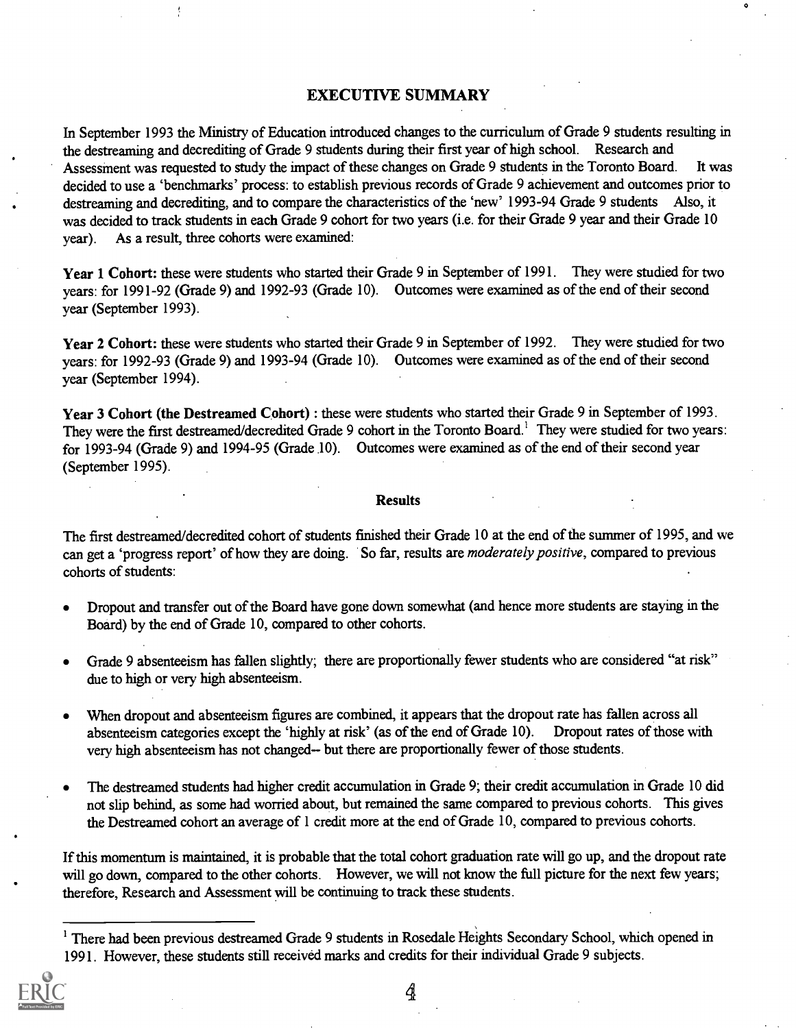## EXECUTIVE SUMMARY

In September 1993 the Ministry of Education introduced changes to the curriculum of Grade 9 students resulting in the destreaming and decrediting of Grade 9 students during their first year of high school. Research and Assessment was requested to study the impact of these changes on Grade 9 students in the Toronto Board. It was decided to use a 'benchmarks' process: to establish previous records of Grade 9 achievement and outcomes prior to destreaming and decrediting, and to compare the characteristics of the 'new' 1993-94 Grade 9 students Also, it was decided to track students in each Grade 9 cohort for two years (i.e. for their Grade 9 year and their Grade 10 year). As a result, three cohorts were examined:

**Year 1 Cohort:** these were students who started their Grade 9 in September of 1991. They were studied for two years: for 1991-92 (Grade 9) and 1992-93 (Grade 10). Outcomes were examined as of the end of their second year (September 1993).

**Year 2 Cohort:** these were students who started their Grade 9 in September of 1992. They were studied for two years: for 1992-93 (Grade 9) and 1993-94 (Grade 10). Outcomes were examined as of the end of their second year (September 1994).

**Year 3 Cohort (the Destreamed Cohort)** : these were students who started their Grade 9 in September of 1993. They were the first destreamed/decredited Grade 9 cohort in the Toronto Board.[1] They were studied for two years: for 1993-94 (Grade 9) and 1994-95 (Grade 10). Outcomes were examined as of the end of their second year (September 1995).

### Results

The first destreamed/decredited cohort of students finished their Grade 10 at the end of the summer of 1995, and we can get a 'progress report' of how they are doing. So far, results are *moderately positive*, compared to previous cohorts of students:

- Dropout and transfer out of the Board have gone down somewhat (and hence more students are staying in the Board) by the end of Grade 10, compared to other cohorts.
- Grade 9 absenteeism has fallen slightly; there are proportionally fewer students who are considered "at risk" due to high or very high absenteeism.
- When dropout and absenteeism figures are combined, it appears that the dropout rate has fallen across all absenteeism categories except the 'highly at risk' (as of the end of Grade 10). Dropout rates of those with very high absenteeism has not changed-- but there are proportionally fewer of those students.
- The destreamed students had higher credit accumulation in Grade 9; their credit accumulation in Grade 10 did not slip behind, as some had worried about, but remained the same compared to previous cohorts. This gives the Destreamed cohort an average of 1 credit more at the end of Grade 10, compared to previous cohorts.

If this momentum is maintained, it is probable that the total cohort graduation rate will go up, and the dropout rate will go down, compared to the other cohorts. However, we will not know the full picture for the next few years; therefore, Research and Assessment will be continuing to track these students.

[1] There had been previous destreamed Grade 9 students in Rosedale Heights Secondary School, which opened in 1991. However, these students still received marks and credits for their individual Grade 9 subjects.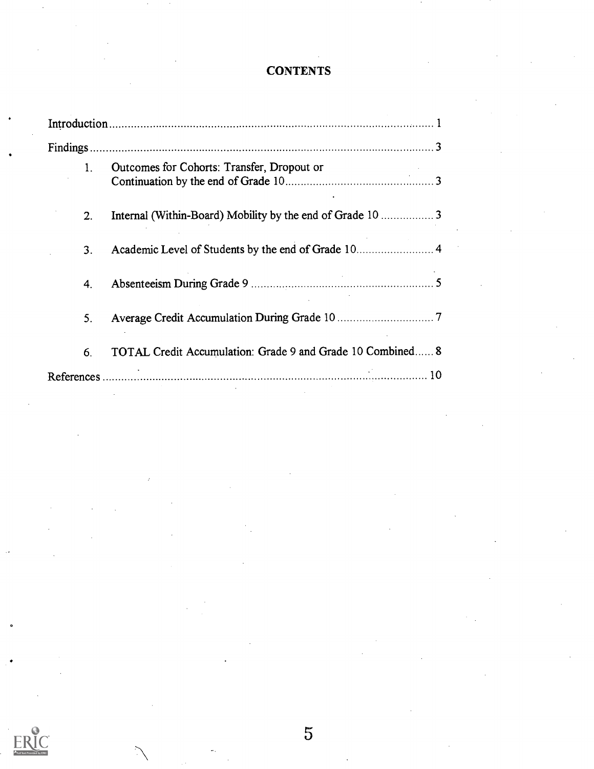# CONTENTS

Introduction........................................................................................................ 1

Findings.............................................................................................................. 3

1. Outcomes for Cohorts: Transfer, Dropout or Continuation by the end of Grade 10................................................ 3

2. Internal (Within-Board) Mobility by the end of Grade 10 ................. 3

3. Academic Level of Students by the end of Grade 10......................... 4

4. Absenteeism During Grade 9 ........................................................... 5

5. Average Credit Accumulation During Grade 10 ............................... 7

6. TOTAL Credit Accumulation: Grade 9 and Grade 10 Combined...... 8

References ......................................................................................................... 10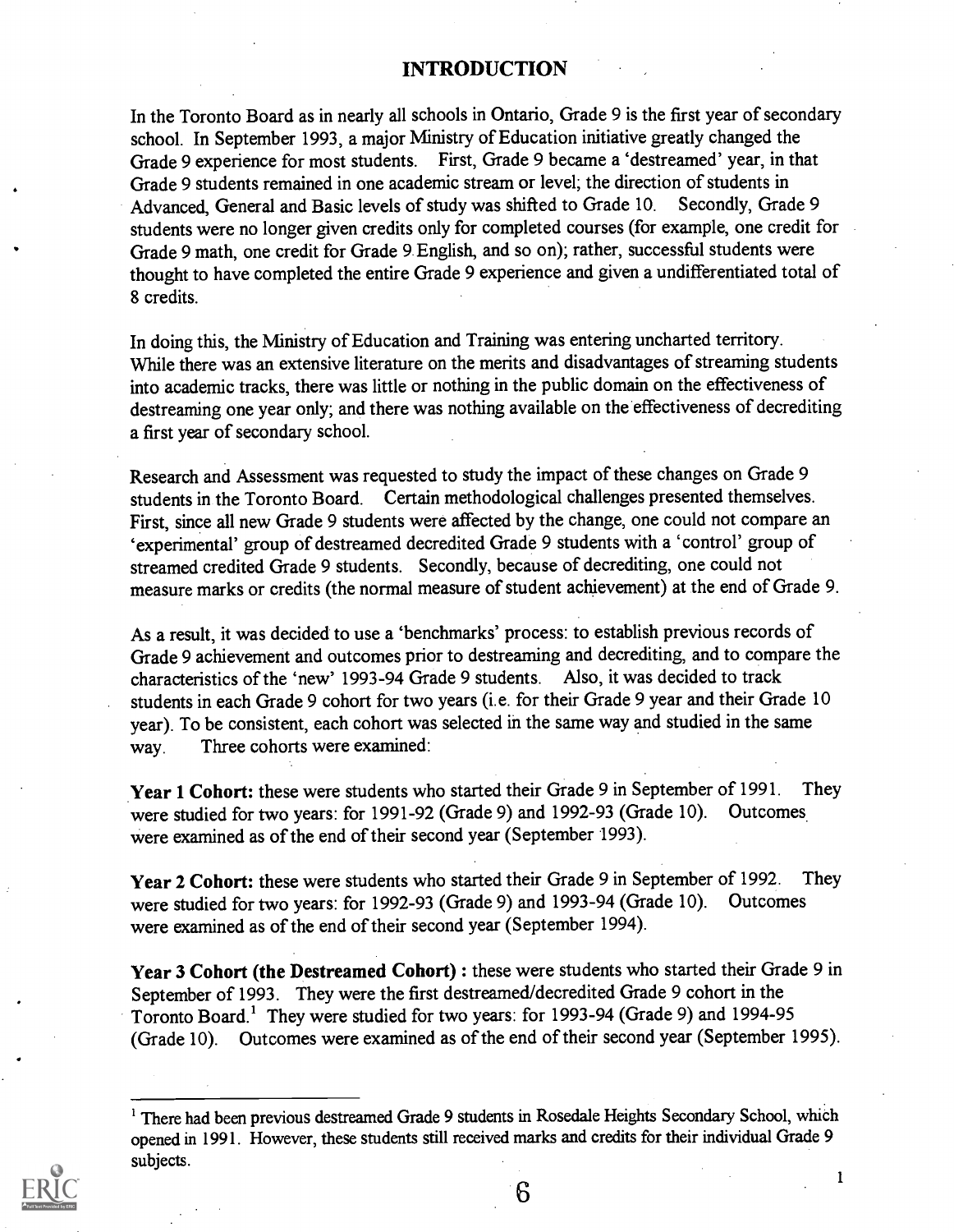## INTRODUCTION

In the Toronto Board as in nearly all schools in Ontario, Grade 9 is the first year of secondary school. In September 1993, a major Ministry of Education initiative greatly changed the Grade 9 experience for most students. First, Grade 9 became a 'destreamed' year, in that Grade 9 students remained in one academic stream or level; the direction of students in Advanced, General and Basic levels of study was shifted to Grade 10. Secondly, Grade 9 students were no longer given credits only for completed courses (for example, one credit for Grade 9 math, one credit for Grade 9 English, and so on); rather, successful students were thought to have completed the entire Grade 9 experience and given a undifferentiated total of 8 credits.

In doing this, the Ministry of Education and Training was entering uncharted territory. While there was an extensive literature on the merits and disadvantages of streaming students into academic tracks, there was little or nothing in the public domain on the effectiveness of destreaming one year only; and there was nothing available on the effectiveness of decrediting a first year of secondary school.

Research and Assessment was requested to study the impact of these changes on Grade 9 students in the Toronto Board. Certain methodological challenges presented themselves. First, since all new Grade 9 students were affected by the change, one could not compare an 'experimental' group of destreamed decredited Grade 9 students with a 'control' group of streamed credited Grade 9 students. Secondly, because of decrediting, one could not measure marks or credits (the normal measure of student achievement) at the end of Grade 9.

As a result, it was decided to use a 'benchmarks' process: to establish previous records of Grade 9 achievement and outcomes prior to destreaming and decrediting, and to compare the characteristics of the 'new' 1993-94 Grade 9 students. Also, it was decided to track students in each Grade 9 cohort for two years (i.e. for their Grade 9 year and their Grade 10 year). To be consistent, each cohort was selected in the same way and studied in the same way. Three cohorts were examined:

**Year 1 Cohort:** these were students who started their Grade 9 in September of 1991. They were studied for two years: for 1991-92 (Grade 9) and 1992-93 (Grade 10). Outcomes were examined as of the end of their second year (September 1993).

**Year 2 Cohort:** these were students who started their Grade 9 in September of 1992. They were studied for two years: for 1992-93 (Grade 9) and 1993-94 (Grade 10). Outcomes were examined as of the end of their second year (September 1994).

**Year 3 Cohort (the Destreamed Cohort) :** these were students who started their Grade 9 in September of 1993. They were the first destreamed/decredited Grade 9 cohort in the Toronto Board.[1] They were studied for two years: for 1993-94 (Grade 9) and 1994-95 (Grade 10). Outcomes were examined as of the end of their second year (September 1995).

---

[1] There had been previous destreamed Grade 9 students in Rosedale Heights Secondary School, which opened in 1991. However, these students still received marks and credits for their individual Grade 9 subjects.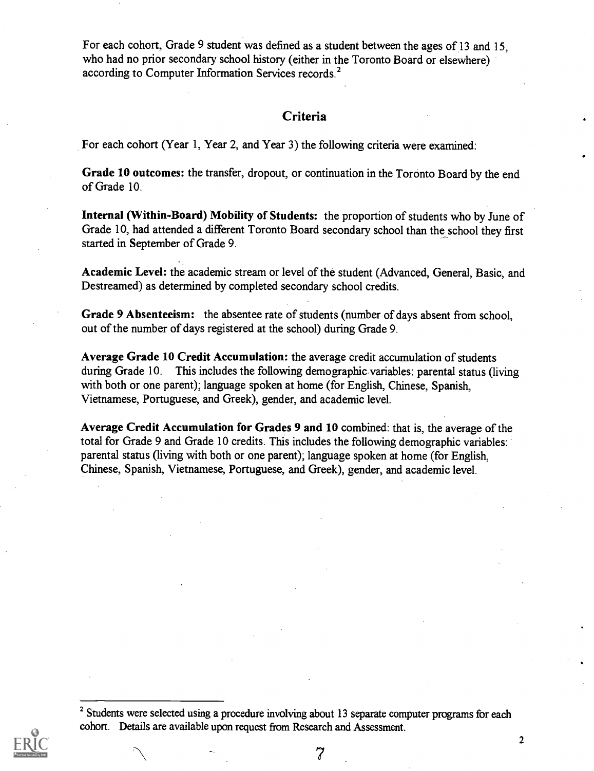For each cohort, Grade 9 student was defined as a student between the ages of 13 and 15, who had no prior secondary school history (either in the Toronto Board or elsewhere) according to Computer Information Services records.[2]

## Criteria

For each cohort (Year 1, Year 2, and Year 3) the following criteria were examined:

**Grade 10 outcomes:** the transfer, dropout, or continuation in the Toronto Board by the end of Grade 10.

**Internal (Within-Board) Mobility of Students:** the proportion of students who by June of Grade 10, had attended a different Toronto Board secondary school than the school they first started in September of Grade 9.

**Academic Level:** the academic stream or level of the student (Advanced, General, Basic, and Destreamed) as determined by completed secondary school credits.

**Grade 9 Absenteeism:** the absentee rate of students (number of days absent from school, out of the number of days registered at the school) during Grade 9.

**Average Grade 10 Credit Accumulation:** the average credit accumulation of students during Grade 10. This includes the following demographic variables: parental status (living with both or one parent); language spoken at home (for English, Chinese, Spanish, Vietnamese, Portuguese, and Greek), gender, and academic level.

**Average Credit Accumulation for Grades 9 and 10** combined: that is, the average of the total for Grade 9 and Grade 10 credits. This includes the following demographic variables: parental status (living with both or one parent); language spoken at home (for English, Chinese, Spanish, Vietnamese, Portuguese, and Greek), gender, and academic level.

---

[2] Students were selected using a procedure involving about 13 separate computer programs for each cohort. Details are available upon request from Research and Assessment.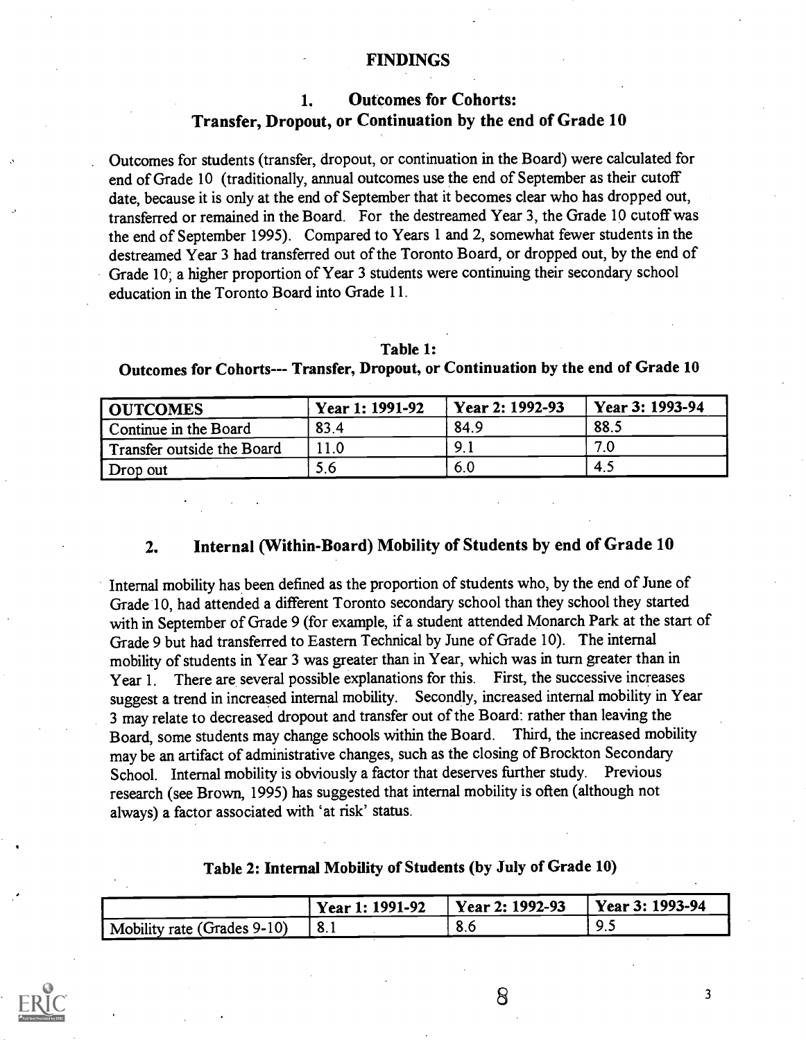# FINDINGS

## 1. Outcomes for Cohorts: Transfer, Dropout, or Continuation by the end of Grade 10

Outcomes for students (transfer, dropout, or continuation in the Board) were calculated for end of Grade 10 (traditionally, annual outcomes use the end of September as their cutoff date, because it is only at the end of September that it becomes clear who has dropped out, transferred or remained in the Board. For the destreamed Year 3, the Grade 10 cutoff was the end of September 1995). Compared to Years 1 and 2, somewhat fewer students in the destreamed Year 3 had transferred out of the Toronto Board, or dropped out, by the end of Grade 10; a higher proportion of Year 3 students were continuing their secondary school education in the Toronto Board into Grade 11.

**Table 1: Outcomes for Cohorts--- Transfer, Dropout, or Continuation by the end of Grade 10**

| OUTCOMES | Year 1: 1991-92 | Year 2: 1992-93 | Year 3: 1993-94 |
|---|---|---|---|
| Continue in the Board | 83.4 | 84.9 | 88.5 |
| Transfer outside the Board | 11.0 | 9.1 | 7.0 |
| Drop out | 5.6 | 6.0 | 4.5 |

## 2. Internal (Within-Board) Mobility of Students by end of Grade 10

Internal mobility has been defined as the proportion of students who, by the end of June of Grade 10, had attended a different Toronto secondary school than they school they started with in September of Grade 9 (for example, if a student attended Monarch Park at the start of Grade 9 but had transferred to Eastern Technical by June of Grade 10). The internal mobility of students in Year 3 was greater than in Year, which was in turn greater than in Year 1. There are several possible explanations for this. First, the successive increases suggest a trend in increased internal mobility. Secondly, increased internal mobility in Year 3 may relate to decreased dropout and transfer out of the Board: rather than leaving the Board, some students may change schools within the Board. Third, the increased mobility may be an artifact of administrative changes, such as the closing of Brockton Secondary School. Internal mobility is obviously a factor that deserves further study. Previous research (see Brown, 1995) has suggested that internal mobility is often (although not always) a factor associated with 'at risk' status.

**Table 2: Internal Mobility of Students (by July of Grade 10)**

| | Year 1: 1991-92 | Year 2: 1992-93 | Year 3: 1993-94 |
|---|---|---|---|
| Mobility rate (Grades 9-10) | 8.1 | 8.6 | 9.5 |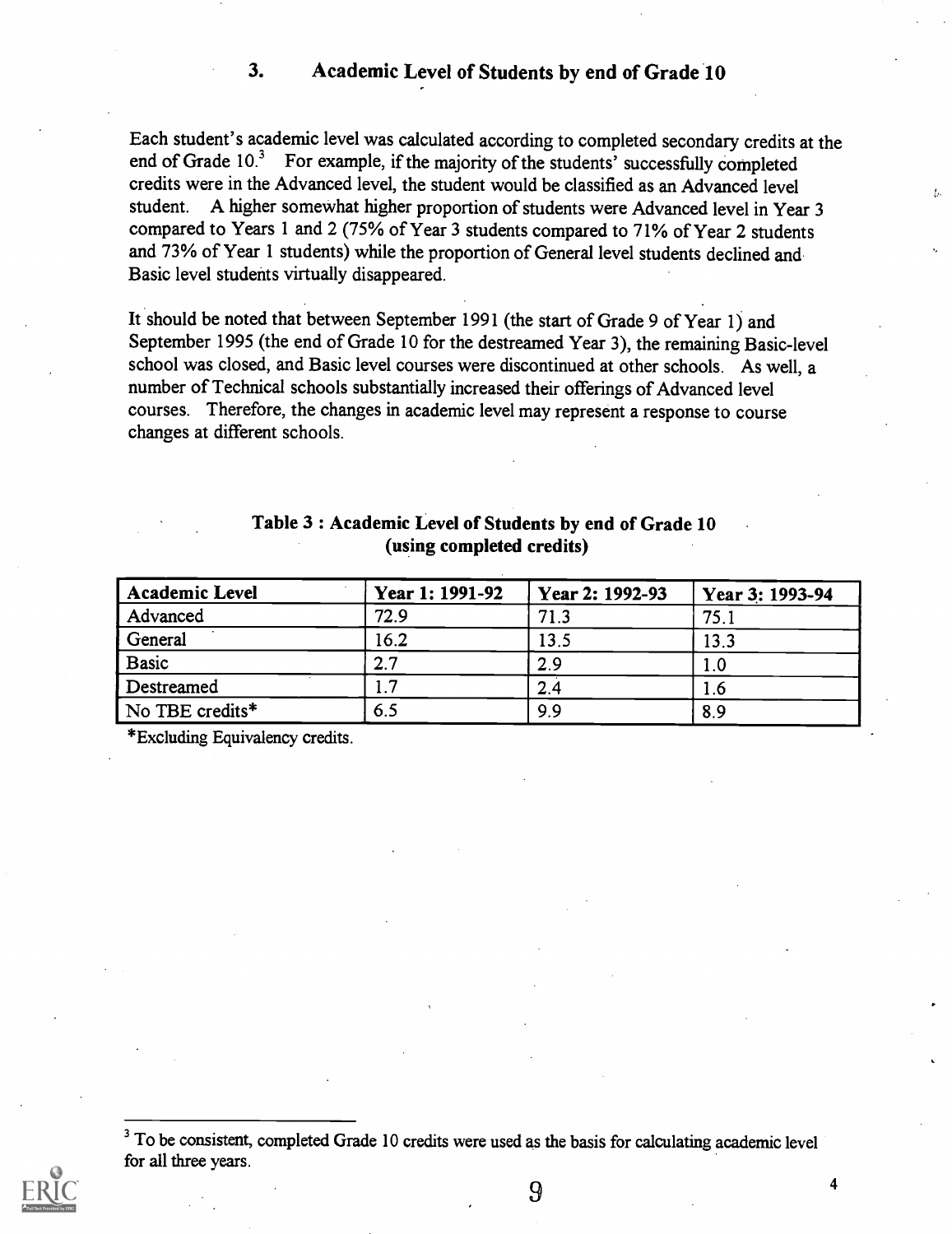### 3. Academic Level of Students by end of Grade 10

Each student's academic level was calculated according to completed secondary credits at the end of Grade 10.[3] For example, if the majority of the students' successfully completed credits were in the Advanced level, the student would be classified as an Advanced level student. A higher somewhat higher proportion of students were Advanced level in Year 3 compared to Years 1 and 2 (75% of Year 3 students compared to 71% of Year 2 students and 73% of Year 1 students) while the proportion of General level students declined and Basic level students virtually disappeared.

It should be noted that between September 1991 (the start of Grade 9 of Year 1) and September 1995 (the end of Grade 10 for the destreamed Year 3), the remaining Basic-level school was closed, and Basic level courses were discontinued at other schools. As well, a number of Technical schools substantially increased their offerings of Advanced level courses. Therefore, the changes in academic level may represent a response to course changes at different schools.

**Table 3 : Academic Level of Students by end of Grade 10 (using completed credits)**

| Academic Level | Year 1: 1991-92 | Year 2: 1992-93 | Year 3: 1993-94 |
|---|---|---|---|
| Advanced | 72.9 | 71.3 | 75.1 |
| General | 16.2 | 13.5 | 13.3 |
| Basic | 2.7 | 2.9 | 1.0 |
| Destreamed | 1.7 | 2.4 | 1.6 |
| No TBE credits* | 6.5 | 9.9 | 8.9 |

*Excluding Equivalency credits.

[3] To be consistent, completed Grade 10 credits were used as the basis for calculating academic level for all three years.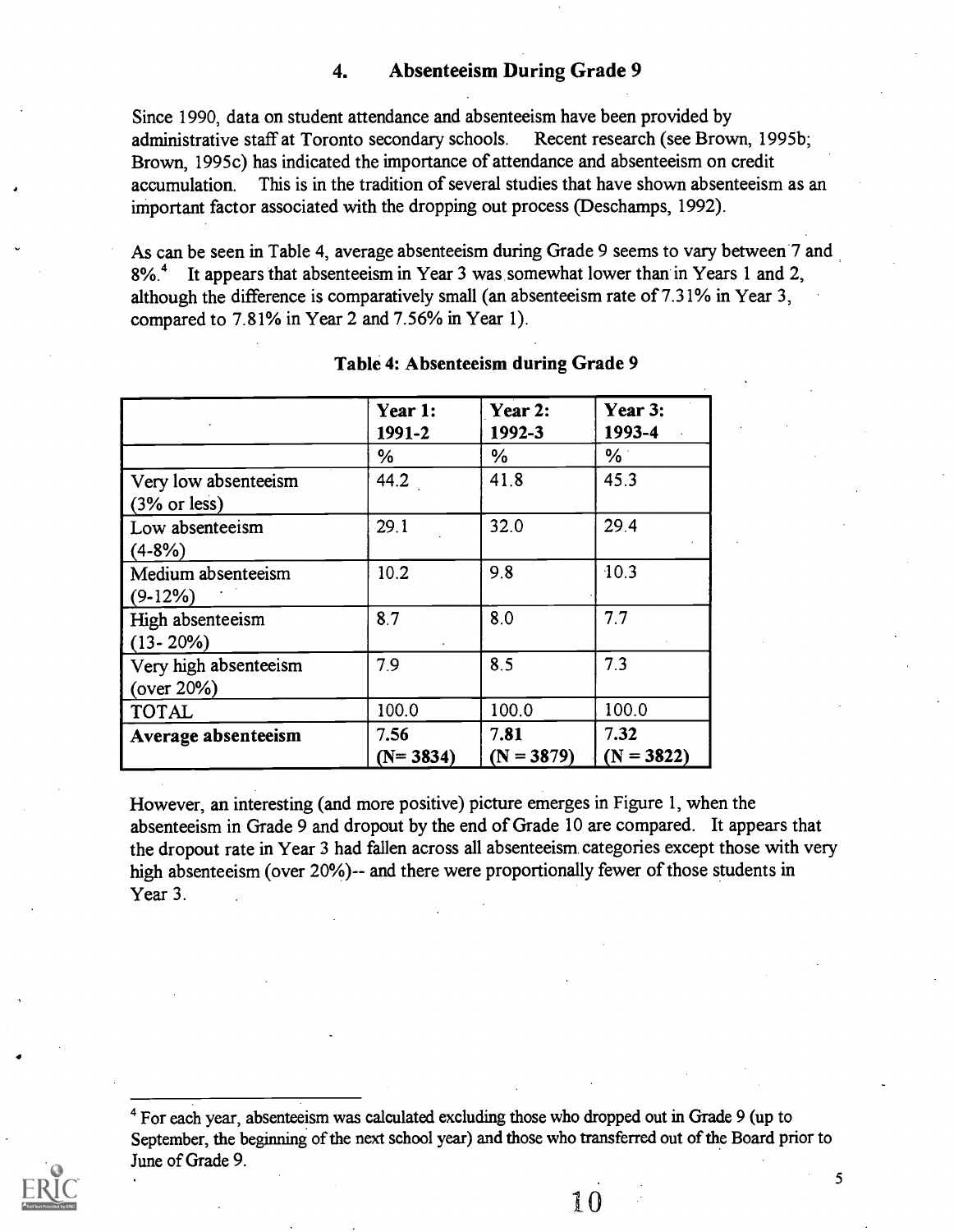## 4. Absenteeism During Grade 9

Since 1990, data on student attendance and absenteeism have been provided by administrative staff at Toronto secondary schools. Recent research (see Brown, 1995b; Brown, 1995c) has indicated the importance of attendance and absenteeism on credit accumulation. This is in the tradition of several studies that have shown absenteeism as an important factor associated with the dropping out process (Deschamps, 1992).

As can be seen in Table 4, average absenteeism during Grade 9 seems to vary between 7 and 8%.[4] It appears that absenteeism in Year 3 was somewhat lower than in Years 1 and 2, although the difference is comparatively small (an absenteeism rate of 7.31% in Year 3, compared to 7.81% in Year 2 and 7.56% in Year 1).

**Table 4: Absenteeism during Grade 9**

| | Year 1: 1991-2 | Year 2: 1992-3 | Year 3: 1993-4 |
|---|---|---|---|
| | % | % | % |
| Very low absenteeism (3% or less) | 44.2 | 41.8 | 45.3 |
| Low absenteeism (4-8%) | 29.1 | 32.0 | 29.4 |
| Medium absenteeism (9-12%) | 10.2 | 9.8 | 10.3 |
| High absenteeism (13- 20%) | 8.7 | 8.0 | 7.7 |
| Very high absenteeism (over 20%) | 7.9 | 8.5 | 7.3 |
| TOTAL | 100.0 | 100.0 | 100.0 |
| **Average absenteeism** | **7.56** (N= 3834) | **7.81** (N = 3879) | **7.32** (N = 3822) |

However, an interesting (and more positive) picture emerges in Figure 1, when the absenteeism in Grade 9 and dropout by the end of Grade 10 are compared. It appears that the dropout rate in Year 3 had fallen across all absenteeism categories except those with very high absenteeism (over 20%)-- and there were proportionally fewer of those students in Year 3.

[4] For each year, absenteeism was calculated excluding those who dropped out in Grade 9 (up to September, the beginning of the next school year) and those who transferred out of the Board prior to June of Grade 9.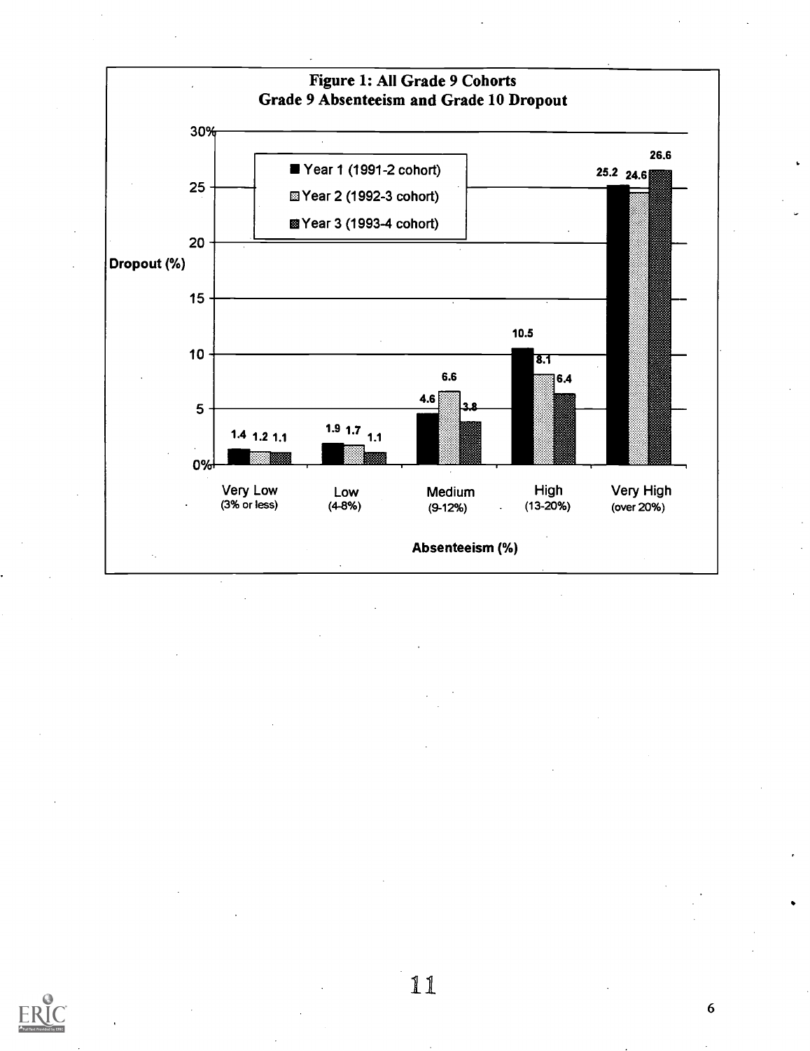**Figure 1: All Grade 9 Cohorts**
**Grade 9 Absenteeism and Grade 10 Dropout**

| Absenteeism (%) | Year 1 (1991-2 cohort) | Year 2 (1992-3 cohort) | Year 3 (1993-4 cohort) |
|---|---|---|---|
| Very Low (3% or less) | 1.4 | 1.2 | 1.1 |
| Low (4-8%) | 1.9 | 1.7 | 1.1 |
| Medium (9-12%) | 4.6 | 6.6 | 3.8 |
| High (13-20%) | 10.5 | 8.1 | 6.4 |
| Very High (over 20%) | 25.2 | 24.6 | 26.6 |

Dropout (%)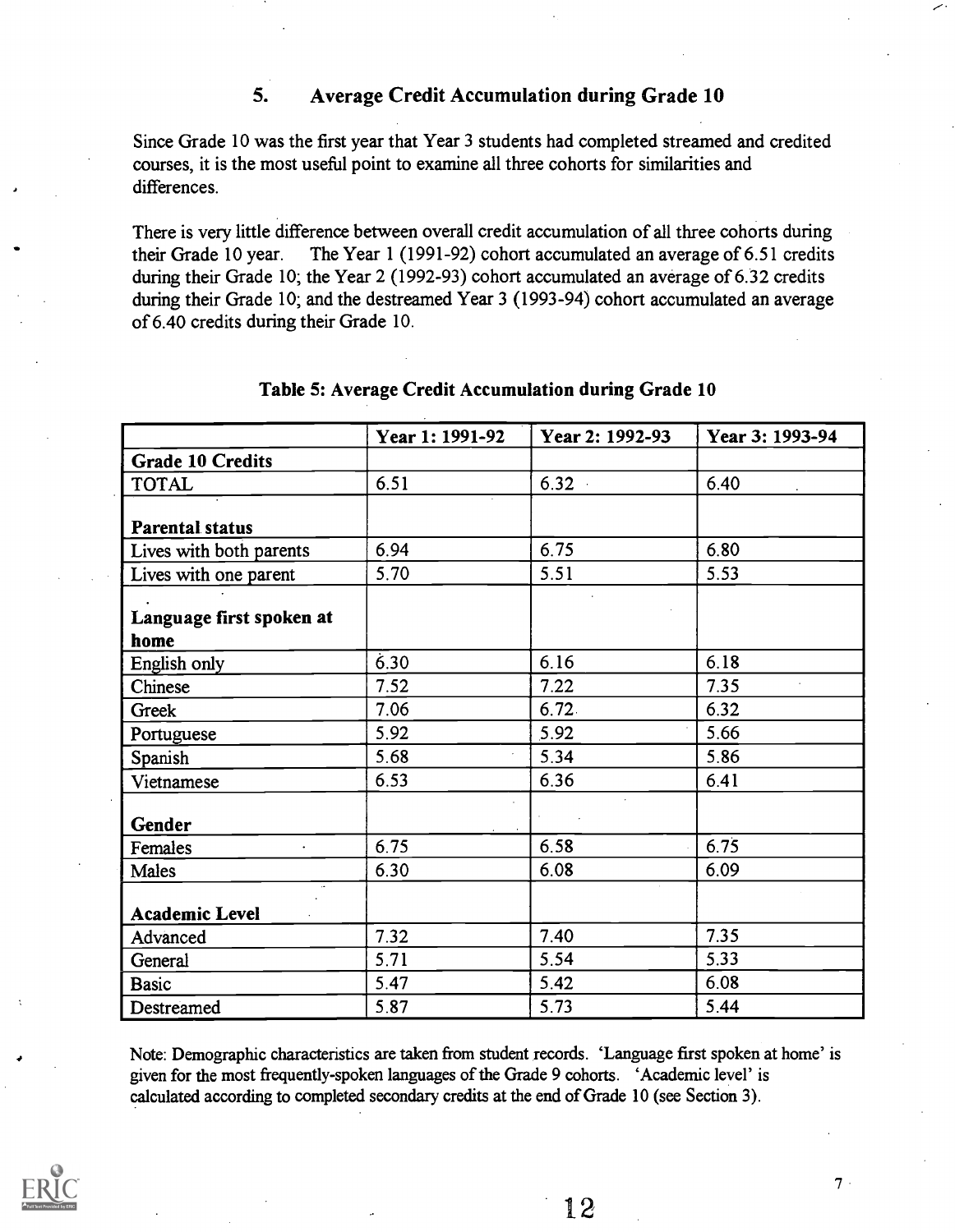## 5. Average Credit Accumulation during Grade 10

Since Grade 10 was the first year that Year 3 students had completed streamed and credited courses, it is the most useful point to examine all three cohorts for similarities and differences.

There is very little difference between overall credit accumulation of all three cohorts during their Grade 10 year. The Year 1 (1991-92) cohort accumulated an average of 6.51 credits during their Grade 10; the Year 2 (1992-93) cohort accumulated an average of 6.32 credits during their Grade 10; and the destreamed Year 3 (1993-94) cohort accumulated an average of 6.40 credits during their Grade 10.

**Table 5: Average Credit Accumulation during Grade 10**

| | Year 1: 1991-92 | Year 2: 1992-93 | Year 3: 1993-94 |
|---|---|---|---|
| **Grade 10 Credits** | | | |
| TOTAL | 6.51 | 6.32 | 6.40 |
| **Parental status** | | | |
| Lives with both parents | 6.94 | 6.75 | 6.80 |
| Lives with one parent | 5.70 | 5.51 | 5.53 |
| **Language first spoken at home** | | | |
| English only | 6.30 | 6.16 | 6.18 |
| Chinese | 7.52 | 7.22 | 7.35 |
| Greek | 7.06 | 6.72 | 6.32 |
| Portuguese | 5.92 | 5.92 | 5.66 |
| Spanish | 5.68 | 5.34 | 5.86 |
| Vietnamese | 6.53 | 6.36 | 6.41 |
| **Gender** | | | |
| Females | 6.75 | 6.58 | 6.75 |
| Males | 6.30 | 6.08 | 6.09 |
| **Academic Level** | | | |
| Advanced | 7.32 | 7.40 | 7.35 |
| General | 5.71 | 5.54 | 5.33 |
| Basic | 5.47 | 5.42 | 6.08 |
| Destreamed | 5.87 | 5.73 | 5.44 |

Note: Demographic characteristics are taken from student records. 'Language first spoken at home' is given for the most frequently-spoken languages of the Grade 9 cohorts. 'Academic level' is calculated according to completed secondary credits at the end of Grade 10 (see Section 3).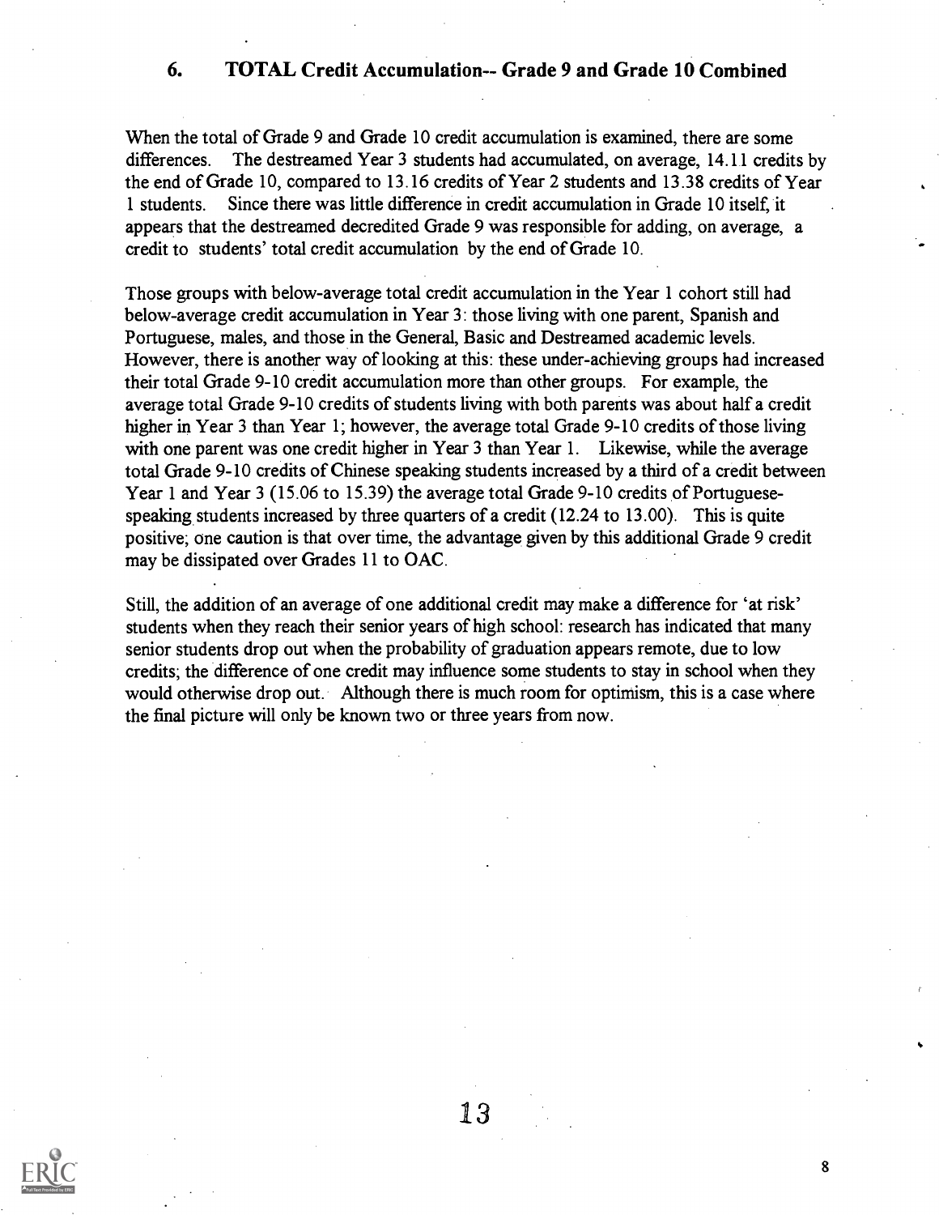## 6. TOTAL Credit Accumulation-- Grade 9 and Grade 10 Combined

When the total of Grade 9 and Grade 10 credit accumulation is examined, there are some differences. The destreamed Year 3 students had accumulated, on average, 14.11 credits by the end of Grade 10, compared to 13.16 credits of Year 2 students and 13.38 credits of Year 1 students. Since there was little difference in credit accumulation in Grade 10 itself, it appears that the destreamed decredited Grade 9 was responsible for adding, on average, a credit to students' total credit accumulation by the end of Grade 10.

Those groups with below-average total credit accumulation in the Year 1 cohort still had below-average credit accumulation in Year 3: those living with one parent, Spanish and Portuguese, males, and those in the General, Basic and Destreamed academic levels. However, there is another way of looking at this: these under-achieving groups had increased their total Grade 9-10 credit accumulation more than other groups. For example, the average total Grade 9-10 credits of students living with both parents was about half a credit higher in Year 3 than Year 1; however, the average total Grade 9-10 credits of those living with one parent was one credit higher in Year 3 than Year 1. Likewise, while the average total Grade 9-10 credits of Chinese speaking students increased by a third of a credit between Year 1 and Year 3 (15.06 to 15.39) the average total Grade 9-10 credits of Portuguese-speaking students increased by three quarters of a credit (12.24 to 13.00). This is quite positive; one caution is that over time, the advantage given by this additional Grade 9 credit may be dissipated over Grades 11 to OAC.

Still, the addition of an average of one additional credit may make a difference for 'at risk' students when they reach their senior years of high school: research has indicated that many senior students drop out when the probability of graduation appears remote, due to low credits; the difference of one credit may influence some students to stay in school when they would otherwise drop out. Although there is much room for optimism, this is a case where the final picture will only be known two or three years from now.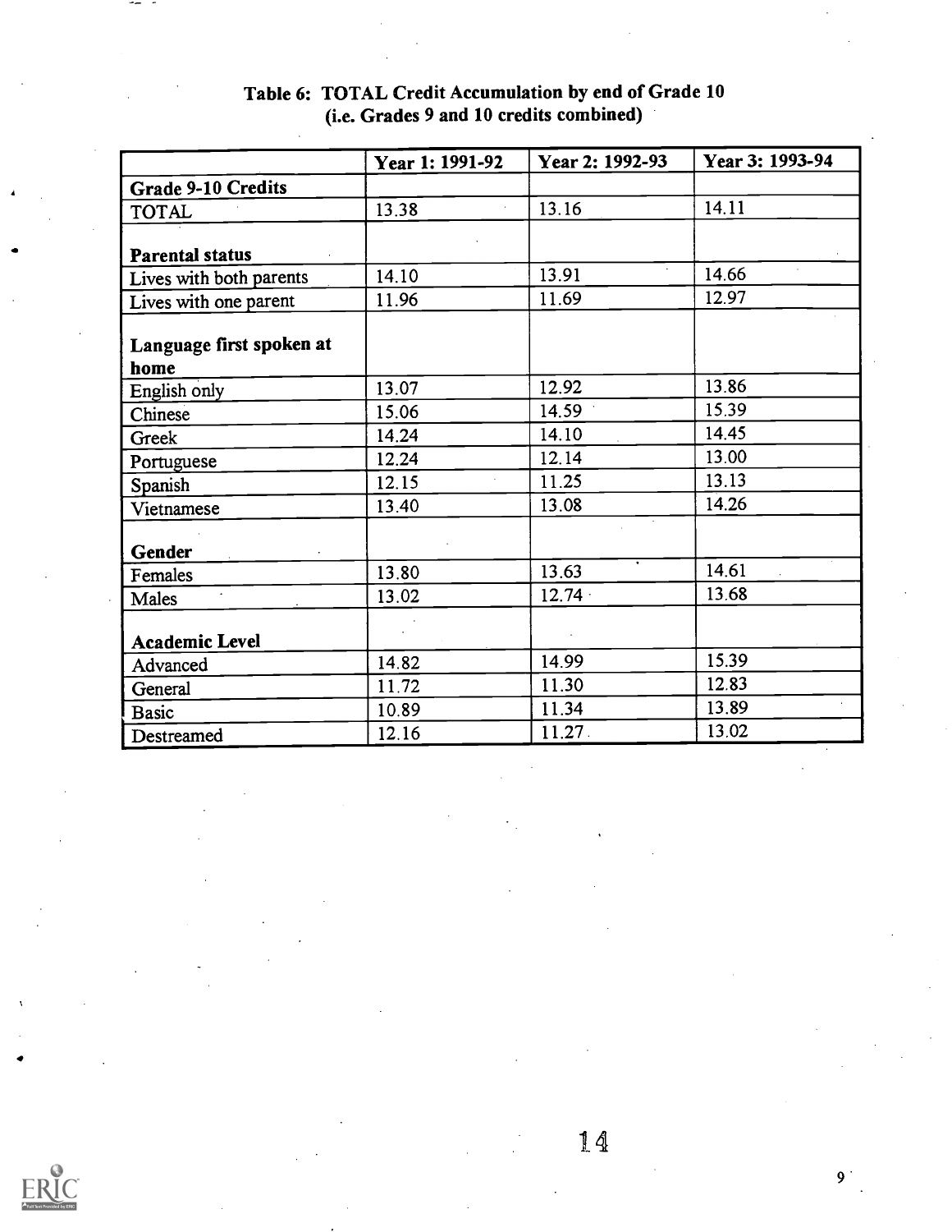### Table 6: TOTAL Credit Accumulation by end of Grade 10 (i.e. Grades 9 and 10 credits combined)

| | Year 1: 1991-92 | Year 2: 1992-93 | Year 3: 1993-94 |
|---|---|---|---|
| **Grade 9-10 Credits** | | | |
| TOTAL | 13.38 | 13.16 | 14.11 |
| **Parental status** | | | |
| Lives with both parents | 14.10 | 13.91 | 14.66 |
| Lives with one parent | 11.96 | 11.69 | 12.97 |
| **Language first spoken at home** | | | |
| English only | 13.07 | 12.92 | 13.86 |
| Chinese | 15.06 | 14.59 | 15.39 |
| Greek | 14.24 | 14.10 | 14.45 |
| Portuguese | 12.24 | 12.14 | 13.00 |
| Spanish | 12.15 | 11.25 | 13.13 |
| Vietnamese | 13.40 | 13.08 | 14.26 |
| **Gender** | | | |
| Females | 13.80 | 13.63 | 14.61 |
| Males | 13.02 | 12.74 | 13.68 |
| **Academic Level** | | | |
| Advanced | 14.82 | 14.99 | 15.39 |
| General | 11.72 | 11.30 | 12.83 |
| Basic | 10.89 | 11.34 | 13.89 |
| Destreamed | 12.16 | 11.27 | 13.02 |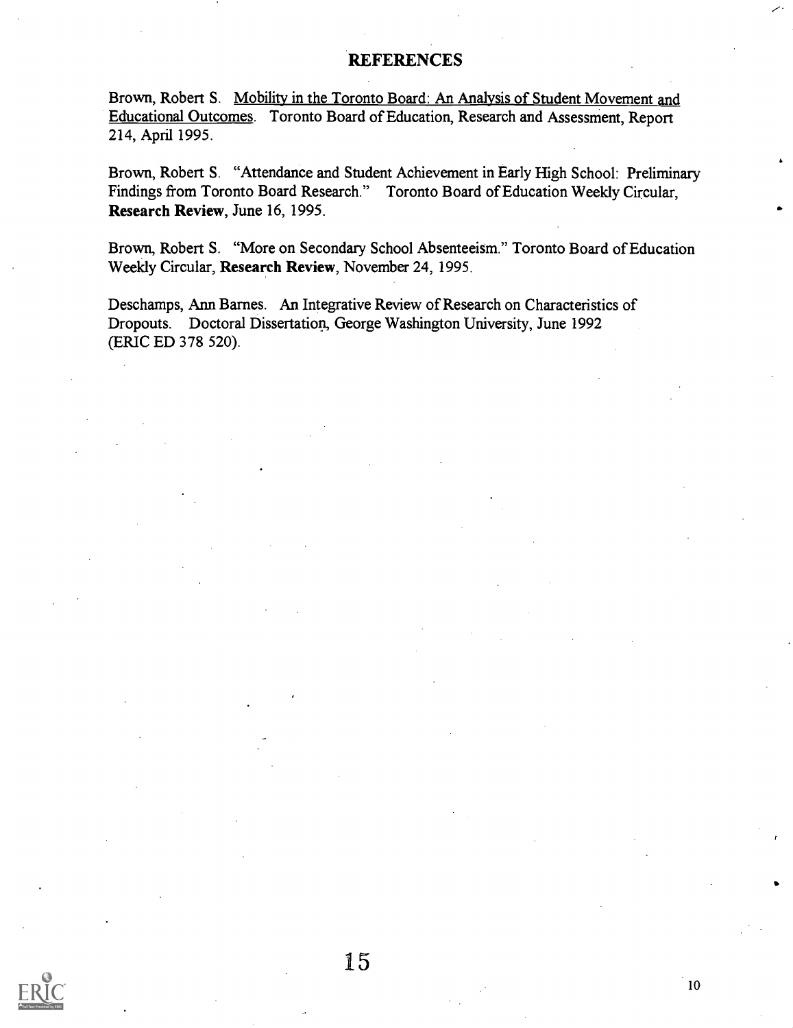# REFERENCES

Brown, Robert S. Mobility in the Toronto Board: An Analysis of Student Movement and Educational Outcomes. Toronto Board of Education, Research and Assessment, Report 214, April 1995.

Brown, Robert S. "Attendance and Student Achievement in Early High School: Preliminary Findings from Toronto Board Research." Toronto Board of Education Weekly Circular, **Research Review**, June 16, 1995.

Brown, Robert S. "More on Secondary School Absenteeism." Toronto Board of Education Weekly Circular, **Research Review**, November 24, 1995.

Deschamps, Ann Barnes. An Integrative Review of Research on Characteristics of Dropouts. Doctoral Dissertation, George Washington University, June 1992 (ERIC ED 378 520).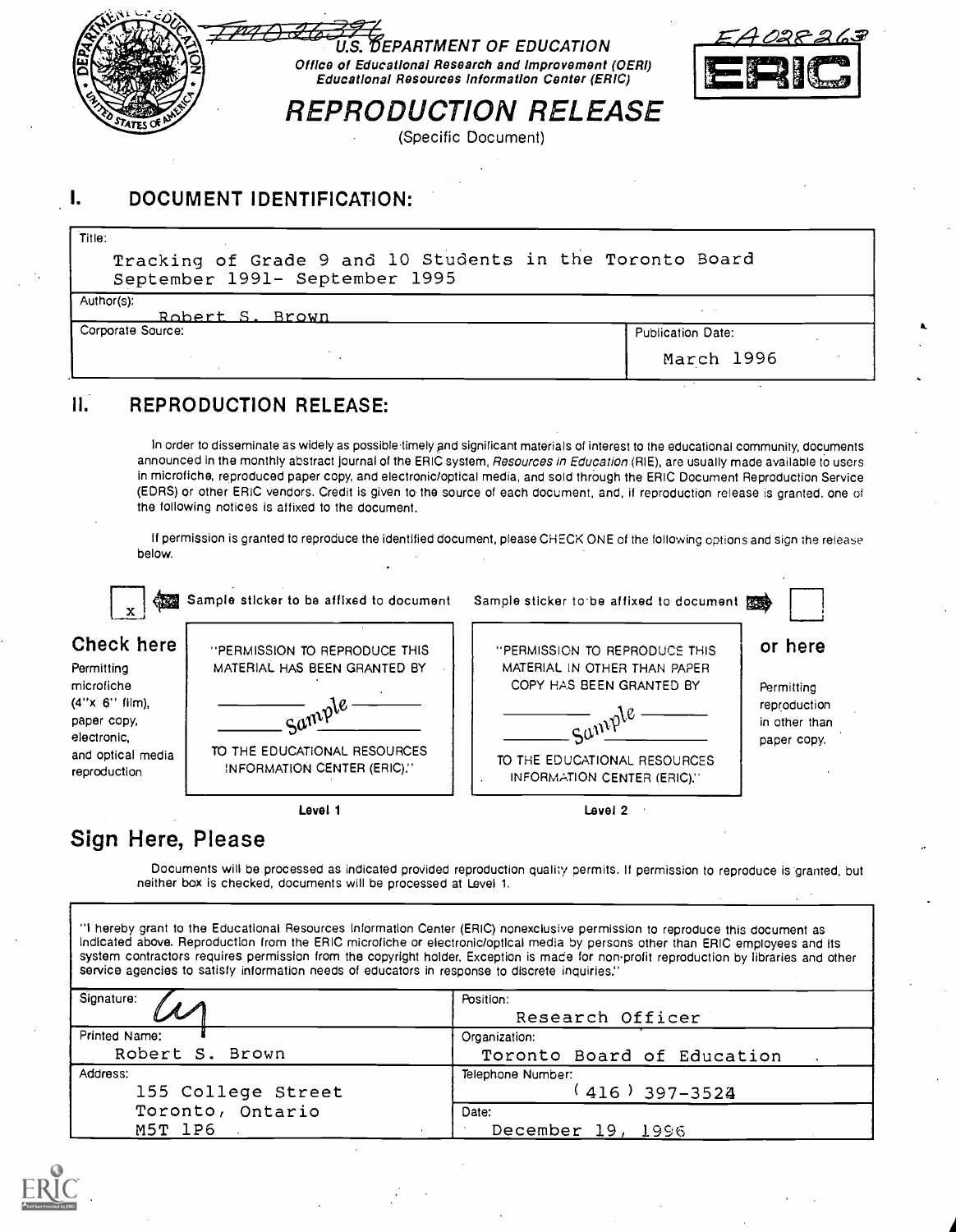TM026396

U.S. DEPARTMENT OF EDUCATION
Office of Educational Research and Improvement (OERI)
Educational Resources Information Center (ERIC)

EA028263

# REPRODUCTION RELEASE

(Specific Document)

## I. DOCUMENT IDENTIFICATION:

| Title: Tracking of Grade 9 and 10 Students in the Toronto Board September 1991- September 1995 | |
|---|---|
| Author(s): Robert S. Brown | |
| Corporate Source: | Publication Date: March 1996 |

## II. REPRODUCTION RELEASE:

In order to disseminate as widely as possible timely and significant materials of interest to the educational community, documents announced in the monthly abstract journal of the ERIC system, *Resources in Education* (RIE), are usually made available to users in microfiche, reproduced paper copy, and electronic/optical media, and sold through the ERIC Document Reproduction Service (EDRS) or other ERIC vendors. Credit is given to the source of each document, and, if reproduction release is granted, one of the following notices is affixed to the document.

If permission is granted to reproduce the identified document, please CHECK ONE of the following options and sign the release below.

[x] Sample sticker to be affixed to document

**Check here**
Permitting microfiche (4"x 6" film), paper copy, electronic, and optical media reproduction

"PERMISSION TO REPRODUCE THIS MATERIAL HAS BEEN GRANTED BY

Sample

TO THE EDUCATIONAL RESOURCES INFORMATION CENTER (ERIC)."

Level 1

Sample sticker to be affixed to document [ ]

"PERMISSION TO REPRODUCE THIS MATERIAL IN OTHER THAN PAPER COPY HAS BEEN GRANTED BY

Sample

TO THE EDUCATIONAL RESOURCES INFORMATION CENTER (ERIC)."

Level 2

**or here**
Permitting reproduction in other than paper copy.

## Sign Here, Please

Documents will be processed as indicated provided reproduction quality permits. If permission to reproduce is granted, but neither box is checked, documents will be processed at Level 1.

"I hereby grant to the Educational Resources Information Center (ERIC) nonexclusive permission to reproduce this document as indicated above. Reproduction from the ERIC microfiche or electronic/optical media by persons other than ERIC employees and its system contractors requires permission from the copyright holder. Exception is made for non-profit reproduction by libraries and other service agencies to satisfy information needs of educators in response to discrete inquiries."

| Signature: | Position: Research Officer |
|---|---|
| Printed Name: Robert S. Brown | Organization: Toronto Board of Education |
| Address: 155 College Street Toronto, Ontario M5T 1P6 | Telephone Number: (416) 397-3524 |
| | Date: December 19, 1996 |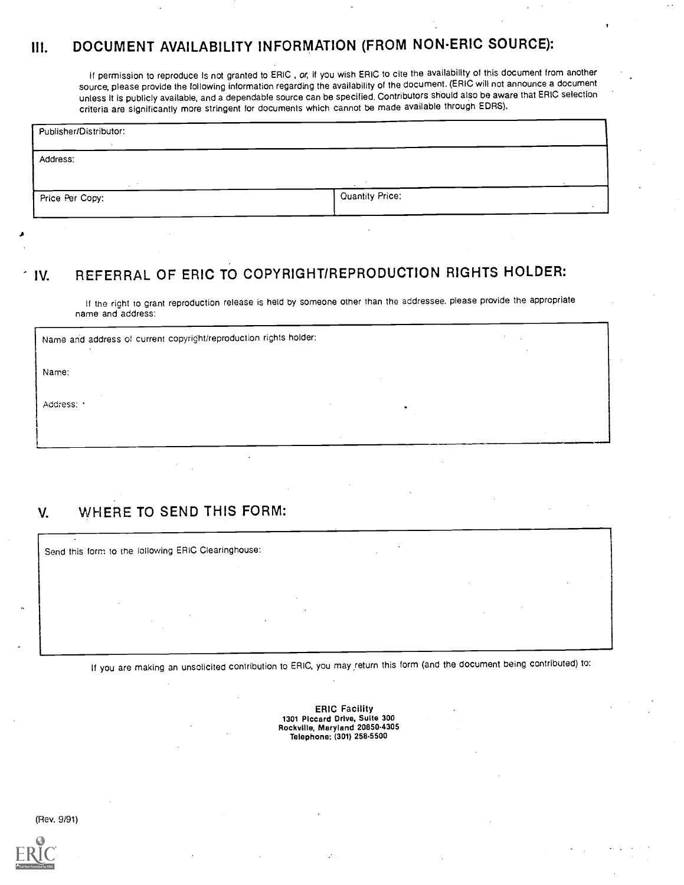## III. DOCUMENT AVAILABILITY INFORMATION (FROM NON-ERIC SOURCE):

If permission to reproduce is not granted to ERIC , *or*, if you wish ERIC to cite the availability of this document from another source, please provide the following information regarding the availability of the document. (ERIC will not announce a document unless it is publicly available, and a dependable source can be specified. Contributors should also be aware that ERIC selection criteria are significantly more stringent for documents which cannot be made available through EDRS).

| | |
|---|---|
| Publisher/Distributor: | |
| Address: | |
| Price Per Copy: | Quantity Price: |

## IV. REFERRAL OF ERIC TO COPYRIGHT/REPRODUCTION RIGHTS HOLDER:

If the right to grant reproduction release is held by someone other than the addressee, please provide the appropriate name and address:

Name and address of current copyright/reproduction rights holder:

Name:

Address:

## V. WHERE TO SEND THIS FORM:

Send this form to the following ERIC Clearinghouse:

If you are making an unsolicited contribution to ERIC, you may return this form (and the document being contributed) to:

**ERIC Facility**
**1301 Piccard Drive, Suite 300**
**Rockville, Maryland 20850-4305**
**Telephone: (301) 258-5500**

(Rev. 9/91)